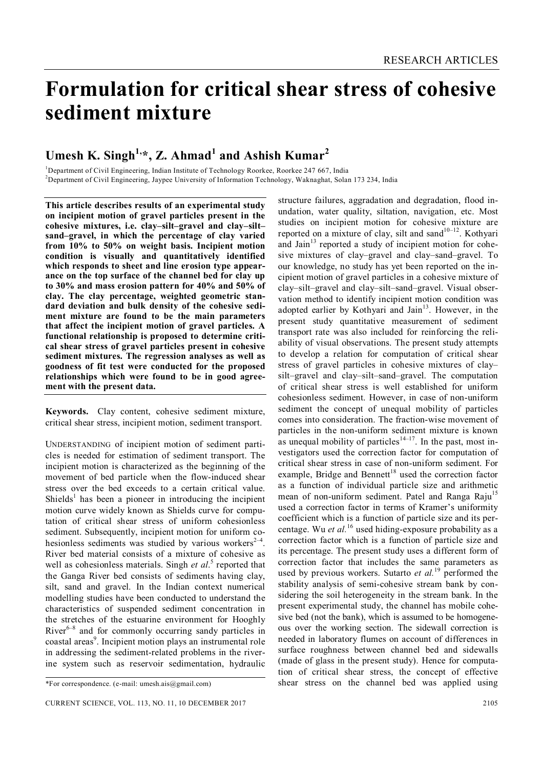# Formulation for critical shear stress of cohesive sediment mixture

## Umesh K. Singh[1,*], Z. Ahmad[1] and Ashish Kumar[2]

[1]Department of Civil Engineering, Indian Institute of Technology Roorkee, Roorkee 247 667, India
[2]Department of Civil Engineering, Jaypee University of Information Technology, Waknaghat, Solan 173 234, India

**This article describes results of an experimental study on incipient motion of gravel particles present in the cohesive mixtures, i.e. clay–silt–gravel and clay–silt–sand–gravel, in which the percentage of clay varied from 10% to 50% on weight basis. Incipient motion condition is visually and quantitatively identified which responds to sheet and line erosion type appearance on the top surface of the channel bed for clay up to 30% and mass erosion pattern for 40% and 50% of clay. The clay percentage, weighted geometric standard deviation and bulk density of the cohesive sediment mixture are found to be the main parameters that affect the incipient motion of gravel particles. A functional relationship is proposed to determine critical shear stress of gravel particles present in cohesive sediment mixtures. The regression analyses as well as goodness of fit test were conducted for the proposed relationships which were found to be in good agreement with the present data.**

**Keywords.** Clay content, cohesive sediment mixture, critical shear stress, incipient motion, sediment transport.

UNDERSTANDING of incipient motion of sediment particles is needed for estimation of sediment transport. The incipient motion is characterized as the beginning of the movement of bed particle when the flow-induced shear stress over the bed exceeds to a certain critical value. Shields[1] has been a pioneer in introducing the incipient motion curve widely known as Shields curve for computation of critical shear stress of uniform cohesionless sediment. Subsequently, incipient motion for uniform cohesionless sediments was studied by various workers[2–4]. River bed material consists of a mixture of cohesive as well as cohesionless materials. Singh *et al*.[5] reported that the Ganga River bed consists of sediments having clay, silt, sand and gravel. In the Indian context numerical modelling studies have been conducted to understand the characteristics of suspended sediment concentration in the stretches of the estuarine environment for Hooghly River[6–8] and for commonly occurring sandy particles in coastal areas[9]. Incipient motion plays an instrumental role in addressing the sediment-related problems in the riverine system such as reservoir sedimentation, hydraulic structure failures, aggradation and degradation, flood inundation, water quality, siltation, navigation, etc. Most studies on incipient motion for cohesive mixture are reported on a mixture of clay, silt and sand[10–12]. Kothyari and Jain[13] reported a study of incipient motion for cohesive mixtures of clay–gravel and clay–sand–gravel. To our knowledge, no study has yet been reported on the incipient motion of gravel particles in a cohesive mixture of clay–silt–gravel and clay–silt–sand–gravel. Visual observation method to identify incipient motion condition was adopted earlier by Kothyari and Jain[13]. However, in the present study quantitative measurement of sediment transport rate was also included for reinforcing the reliability of visual observations. The present study attempts to develop a relation for computation of critical shear stress of gravel particles in cohesive mixtures of clay–silt–gravel and clay–silt–sand–gravel. The computation of critical shear stress is well established for uniform cohesionless sediment. However, in case of non-uniform sediment the concept of unequal mobility of particles comes into consideration. The fraction-wise movement of particles in the non-uniform sediment mixture is known as unequal mobility of particles[14–17]. In the past, most investigators used the correction factor for computation of critical shear stress in case of non-uniform sediment. For example, Bridge and Bennett[18] used the correction factor as a function of individual particle size and arithmetic mean of non-uniform sediment. Patel and Ranga Raju[15] used a correction factor in terms of Kramer's uniformity coefficient which is a function of particle size and its percentage. Wu *et al.*[16] used hiding-exposure probability as a correction factor which is a function of particle size and its percentage. The present study uses a different form of correction factor that includes the same parameters as used by previous workers. Sutarto *et al.*[19] performed the stability analysis of semi-cohesive stream bank by considering the soil heterogeneity in the stream bank. In the present experimental study, the channel has mobile cohesive bed (not the bank), which is assumed to be homogeneous over the working section. The sidewall correction is needed in laboratory flumes on account of differences in surface roughness between channel bed and sidewalls (made of glass in the present study). Hence for computation of critical shear stress, the concept of effective shear stress on the channel bed was applied using

*For correspondence. (e-mail: umesh.ais@gmail.com)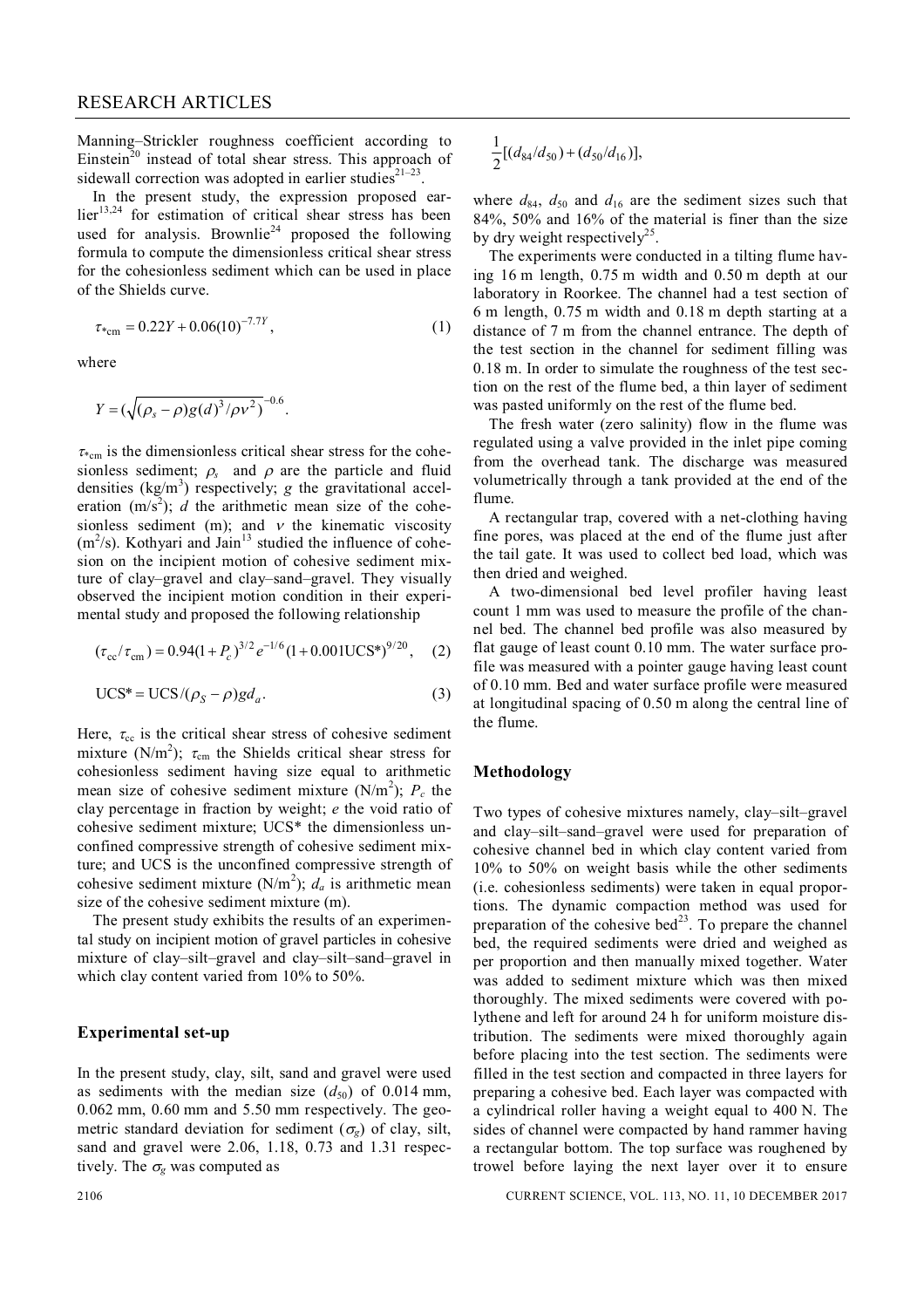Manning–Strickler roughness coefficient according to Einstein[20] instead of total shear stress. This approach of sidewall correction was adopted in earlier studies[21–23].

In the present study, the expression proposed earlier[13,24] for estimation of critical shear stress has been used for analysis. Brownlie[24] proposed the following formula to compute the dimensionless critical shear stress for the cohesionless sediment which can be used in place of the Shields curve.

$$\tau_{*\text{cm}} = 0.22Y + 0.06(10)^{-7.7Y}, \tag{1}$$

where

$$Y = \left(\sqrt{(\rho_s - \rho)g(d)^3/\rho\nu^2}\right)^{-0.6}.$$

$\tau_{*\text{cm}}$ is the dimensionless critical shear stress for the cohesionless sediment; $\rho_s$ and $\rho$ are the particle and fluid densities (kg/m$^3$) respectively; $g$ the gravitational acceleration (m/s$^2$); $d$ the arithmetic mean size of the cohesionless sediment (m); and $\nu$ the kinematic viscosity (m$^2$/s). Kothyari and Jain[13] studied the influence of cohesion on the incipient motion of cohesive sediment mixture of clay–gravel and clay–sand–gravel. They visually observed the incipient motion condition in their experimental study and proposed the following relationship

$$(\tau_{\text{cc}}/\tau_{\text{cm}}) = 0.94(1+P_c)^{3/2}e^{-1/6}(1+0.001\text{UCS}^*)^{9/20}, \tag{2}$$

$$\text{UCS}^* = \text{UCS}/(\rho_S - \rho)gd_a. \tag{3}$$

Here, $\tau_{\text{cc}}$ is the critical shear stress of cohesive sediment mixture (N/m$^2$); $\tau_{\text{cm}}$ the Shields critical shear stress for cohesionless sediment having size equal to arithmetic mean size of cohesive sediment mixture (N/m$^2$); $P_c$ the clay percentage in fraction by weight; $e$ the void ratio of cohesive sediment mixture; UCS* the dimensionless unconfined compressive strength of cohesive sediment mixture; and UCS is the unconfined compressive strength of cohesive sediment mixture (N/m$^2$); $d_a$ is arithmetic mean size of the cohesive sediment mixture (m).

The present study exhibits the results of an experimental study on incipient motion of gravel particles in cohesive mixture of clay–silt–gravel and clay–silt–sand–gravel in which clay content varied from 10% to 50%.

## Experimental set-up

In the present study, clay, silt, sand and gravel were used as sediments with the median size ($d_{50}$) of 0.014 mm, 0.062 mm, 0.60 mm and 5.50 mm respectively. The geometric standard deviation for sediment ($\sigma_g$) of clay, silt, sand and gravel were 2.06, 1.18, 0.73 and 1.31 respectively. The $\sigma_g$ was computed as

$$\frac{1}{2}[(d_{84}/d_{50}) + (d_{50}/d_{16})],$$

where $d_{84}$, $d_{50}$ and $d_{16}$ are the sediment sizes such that 84%, 50% and 16% of the material is finer than the size by dry weight respectively[25].

The experiments were conducted in a tilting flume having 16 m length, 0.75 m width and 0.50 m depth at our laboratory in Roorkee. The channel had a test section of 6 m length, 0.75 m width and 0.18 m depth starting at a distance of 7 m from the channel entrance. The depth of the test section in the channel for sediment filling was 0.18 m. In order to simulate the roughness of the test section on the rest of the flume bed, a thin layer of sediment was pasted uniformly on the rest of the flume bed.

The fresh water (zero salinity) flow in the flume was regulated using a valve provided in the inlet pipe coming from the overhead tank. The discharge was measured volumetrically through a tank provided at the end of the flume.

A rectangular trap, covered with a net-clothing having fine pores, was placed at the end of the flume just after the tail gate. It was used to collect bed load, which was then dried and weighed.

A two-dimensional bed level profiler having least count 1 mm was used to measure the profile of the channel bed. The channel bed profile was also measured by flat gauge of least count 0.10 mm. The water surface profile was measured with a pointer gauge having least count of 0.10 mm. Bed and water surface profile were measured at longitudinal spacing of 0.50 m along the central line of the flume.

## Methodology

Two types of cohesive mixtures namely, clay–silt–gravel and clay–silt–sand–gravel were used for preparation of cohesive channel bed in which clay content varied from 10% to 50% on weight basis while the other sediments (i.e. cohesionless sediments) were taken in equal proportions. The dynamic compaction method was used for preparation of the cohesive bed[23]. To prepare the channel bed, the required sediments were dried and weighed as per proportion and then manually mixed together. Water was added to sediment mixture which was then mixed thoroughly. The mixed sediments were covered with polythene and left for around 24 h for uniform moisture distribution. The sediments were mixed thoroughly again before placing into the test section. The sediments were filled in the test section and compacted in three layers for preparing a cohesive bed. Each layer was compacted with a cylindrical roller having a weight equal to 400 N. The sides of channel were compacted by hand rammer having a rectangular bottom. The top surface was roughened by trowel before laying the next layer over it to ensure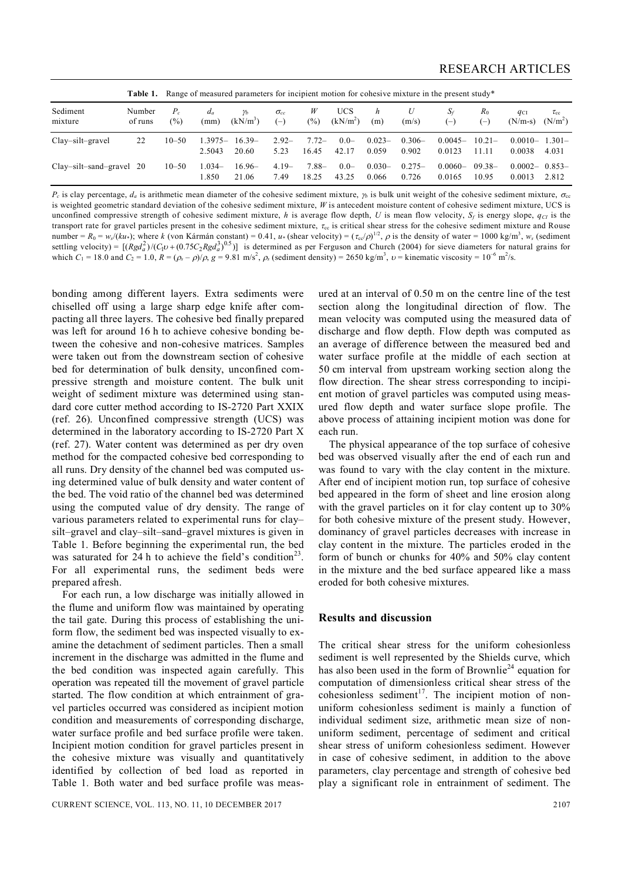**Table 1.** Range of measured parameters for incipient motion for cohesive mixture in the present study*

| Sediment mixture | Number of runs | $P_c$ (%) | $d_a$ (mm) | $\gamma_b$ (kN/m$^3$) | $\sigma_{cc}$ (–) | $W$ (%) | UCS (kN/m$^2$) | $h$ (m) | $U$ (m/s) | $S_f$ (–) | $R_0$ (–) | $q_{CI}$ (N/m-s) | $\tau_{cc}$ (N/m$^2$) |
|---|---|---|---|---|---|---|---|---|---|---|---|---|---|
| Clay–silt–gravel | 22 | 10–50 | 1.3975–2.5043 | 16.39–20.60 | 2.92–5.23 | 7.72–16.45 | 0.0–42.17 | 0.023–0.059 | 0.306–0.902 | 0.0045–0.0123 | 10.21–11.11 | 0.0010–0.0038 | 1.301–4.031 |
| Clay–silt–sand–gravel | 20 | 10–50 | 1.034–1.850 | 16.96–21.06 | 4.19–7.49 | 7.88–18.25 | 0.0–43.25 | 0.030–0.066 | 0.275–0.726 | 0.0060–0.0165 | 09.38–10.95 | 0.0002–0.0013 | 0.853–2.812 |

$P_c$ is clay percentage, $d_a$ is arithmetic mean diameter of the cohesive sediment mixture, $\gamma_b$ is bulk unit weight of the cohesive sediment mixture, $\sigma_{cc}$ is weighted geometric standard deviation of the cohesive sediment mixture, $W$ is antecedent moisture content of cohesive sediment mixture, UCS is unconfined compressive strength of cohesive sediment mixture, $h$ is average flow depth, $U$ is mean flow velocity, $S_f$ is energy slope, $q_{CI}$ is the transport rate for gravel particles present in the cohesive sediment mixture, $\tau_{cc}$ is critical shear stress for the cohesive sediment mixture and Rouse number = $R_0 = w_s/(ku_*)$; where $k$ (von Kármán constant) = 0.41, $u_*$ (shear velocity) = $(\tau_{cc}/\rho)^{1/2}$, $\rho$ is the density of water = 1000 kg/m$^3$, $w_s$ (sediment settling velocity) = $[(Rgd_a^2)/(C_1\upsilon + (0.75C_2Rgd_a^3)^{0.5})]$ is determined as per Ferguson and Church (2004) for sieve diameters for natural grains for which $C_1$ = 18.0 and $C_2$ = 1.0, $R = (\rho_s - \rho)/\rho$, $g$ = 9.81 m/s$^2$, $\rho_s$ (sediment density) = 2650 kg/m$^3$, $\upsilon$ = kinematic viscosity = $10^{-6}$ m$^2$/s.

bonding among different layers. Extra sediments were chiselled off using a large sharp edge knife after compacting all three layers. The cohesive bed finally prepared was left for around 16 h to achieve cohesive bonding between the cohesive and non-cohesive matrices. Samples were taken out from the downstream section of cohesive bed for determination of bulk density, unconfined compressive strength and moisture content. The bulk unit weight of sediment mixture was determined using standard core cutter method according to IS-2720 Part XXIX (ref. 26). Unconfined compressive strength (UCS) was determined in the laboratory according to IS-2720 Part X (ref. 27). Water content was determined as per dry oven method for the compacted cohesive bed corresponding to all runs. Dry density of the channel bed was computed using determined value of bulk density and water content of the bed. The void ratio of the channel bed was determined using the computed value of dry density. The range of various parameters related to experimental runs for clay–silt–gravel and clay–silt–sand–gravel mixtures is given in Table 1. Before beginning the experimental run, the bed was saturated for 24 h to achieve the field's condition[23]. For all experimental runs, the sediment beds were prepared afresh.

For each run, a low discharge was initially allowed in the flume and uniform flow was maintained by operating the tail gate. During this process of establishing the uniform flow, the sediment bed was inspected visually to examine the detachment of sediment particles. Then a small increment in the discharge was admitted in the flume and the bed condition was inspected again carefully. This operation was repeated till the movement of gravel particle started. The flow condition at which entrainment of gravel particles occurred was considered as incipient motion condition and measurements of corresponding discharge, water surface profile and bed surface profile were taken. Incipient motion condition for gravel particles present in the cohesive mixture was visually and quantitatively identified by collection of bed load as reported in Table 1. Both water and bed surface profile was measured at an interval of 0.50 m on the centre line of the test section along the longitudinal direction of flow. The mean velocity was computed using the measured data of discharge and flow depth. Flow depth was computed as an average of difference between the measured bed and water surface profile at the middle of each section at 50 cm interval from upstream working section along the flow direction. The shear stress corresponding to incipient motion of gravel particles was computed using measured flow depth and water surface slope profile. The above process of attaining incipient motion was done for each run.

The physical appearance of the top surface of cohesive bed was observed visually after the end of each run and was found to vary with the clay content in the mixture. After end of incipient motion run, top surface of cohesive bed appeared in the form of sheet and line erosion along with the gravel particles on it for clay content up to 30% for both cohesive mixture of the present study. However, dominancy of gravel particles decreases with increase in clay content in the mixture. The particles eroded in the form of bunch or chunks for 40% and 50% clay content in the mixture and the bed surface appeared like a mass eroded for both cohesive mixtures.

## Results and discussion

The critical shear stress for the uniform cohesionless sediment is well represented by the Shields curve, which has also been used in the form of Brownlie[24] equation for computation of dimensionless critical shear stress of the cohesionless sediment[17]. The incipient motion of non-uniform cohesionless sediment is mainly a function of individual sediment size, arithmetic mean size of non-uniform sediment, percentage of sediment and critical shear stress of uniform cohesionless sediment. However in case of cohesive sediment, in addition to the above parameters, clay percentage and strength of cohesive bed play a significant role in entrainment of sediment. The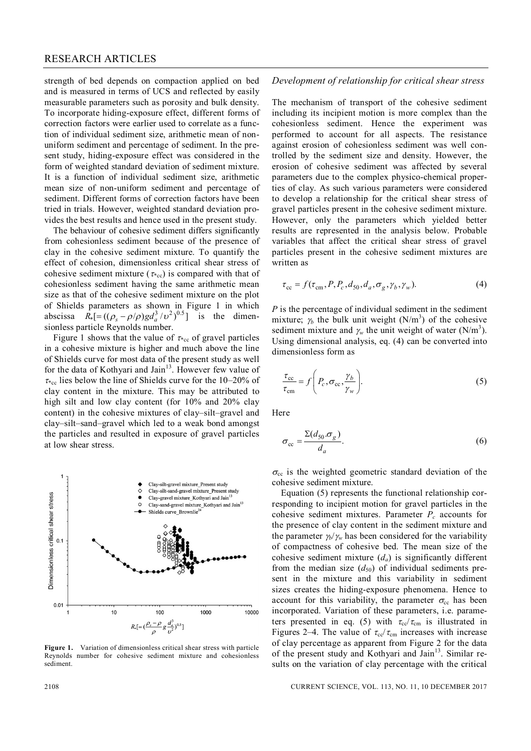strength of bed depends on compaction applied on bed and is measured in terms of UCS and reflected by easily measurable parameters such as porosity and bulk density. To incorporate hiding-exposure effect, different forms of correction factors were earlier used to correlate as a function of individual sediment size, arithmetic mean of non-uniform sediment and percentage of sediment. In the present study, hiding-exposure effect was considered in the form of weighted standard deviation of sediment mixture. It is a function of individual sediment size, arithmetic mean size of non-uniform sediment and percentage of sediment. Different forms of correction factors have been tried in trials. However, weighted standard deviation provides the best results and hence used in the present study.

The behaviour of cohesive sediment differs significantly from cohesionless sediment because of the presence of clay in the cohesive sediment mixture. To quantify the effect of cohesion, dimensionless critical shear stress of cohesive sediment mixture ($\tau_{*cc}$) is compared with that of cohesionless sediment having the same arithmetic mean size as that of the cohesive sediment mixture on the plot of Shields parameters as shown in Figure 1 in which abscissa $R_*[=((\rho_s - \rho/\rho)gd_a^3/\upsilon^2)^{0.5}]$ is the dimensionless particle Reynolds number.

Figure 1 shows that the value of $\tau_{*cc}$ of gravel particles in a cohesive mixture is higher and much above the line of Shields curve for most data of the present study as well for the data of Kothyari and Jain[13]. However few value of $\tau_{*cc}$ lies below the line of Shields curve for the 10–20% of clay content in the mixture. This may be attributed to high silt and low clay content (for 10% and 20% clay content) in the cohesive mixtures of clay–silt–gravel and clay–silt–sand–gravel which led to a weak bond amongst the particles and resulted in exposure of gravel particles at low shear stress.

**Figure 1.** Variation of dimensionless critical shear stress with particle Reynolds number for cohesive sediment mixture and cohesionless sediment.

### *Development of relationship for critical shear stress*

The mechanism of transport of the cohesive sediment including its incipient motion is more complex than the cohesionless sediment. Hence the experiment was performed to account for all aspects. The resistance against erosion of cohesionless sediment was well controlled by the sediment size and density. However, the erosion of cohesive sediment was affected by several parameters due to the complex physico-chemical properties of clay. As such various parameters were considered to develop a relationship for the critical shear stress of gravel particles present in the cohesive sediment mixture. However, only the parameters which yielded better results are represented in the analysis below. Probable variables that affect the critical shear stress of gravel particles present in the cohesive sediment mixtures are written as

$$\tau_{cc} = f(\tau_{cm}, P, P_c, d_{50}, d_a, \sigma_g, \gamma_b, \gamma_w). \tag{4}$$

$P$ is the percentage of individual sediment in the sediment mixture; $\gamma_b$ the bulk unit weight (N/m$^3$) of the cohesive sediment mixture and $\gamma_w$ the unit weight of water (N/m$^3$). Using dimensional analysis, eq. (4) can be converted into dimensionless form as

$$\frac{\tau_{cc}}{\tau_{cm}} = f\left(P_c, \sigma_{cc}, \frac{\gamma_b}{\gamma_w}\right). \tag{5}$$

Here

$$\sigma_{cc} = \frac{\Sigma(d_{50}.\sigma_g)}{d_a}. \tag{6}$$

$\sigma_{cc}$ is the weighted geometric standard deviation of the cohesive sediment mixture.

Equation (5) represents the functional relationship corresponding to incipient motion for gravel particles in the cohesive sediment mixtures. Parameter $P_c$ accounts for the presence of clay content in the sediment mixture and the parameter $\gamma_b/\gamma_w$ has been considered for the variability of compactness of cohesive bed. The mean size of the cohesive sediment mixture ($d_a$) is significantly different from the median size ($d_{50}$) of individual sediments present in the mixture and this variability in sediment sizes creates the hiding-exposure phenomena. Hence to account for this variability, the parameter $\sigma_{cc}$ has been incorporated. Variation of these parameters, i.e. parameters presented in eq. (5) with $\tau_{cc}/\tau_{cm}$ is illustrated in Figures 2–4. The value of $\tau_{cc}/\tau_{cm}$ increases with increase of clay percentage as apparent from Figure 2 for the data of the present study and Kothyari and Jain[13]. Similar results on the variation of clay percentage with the critical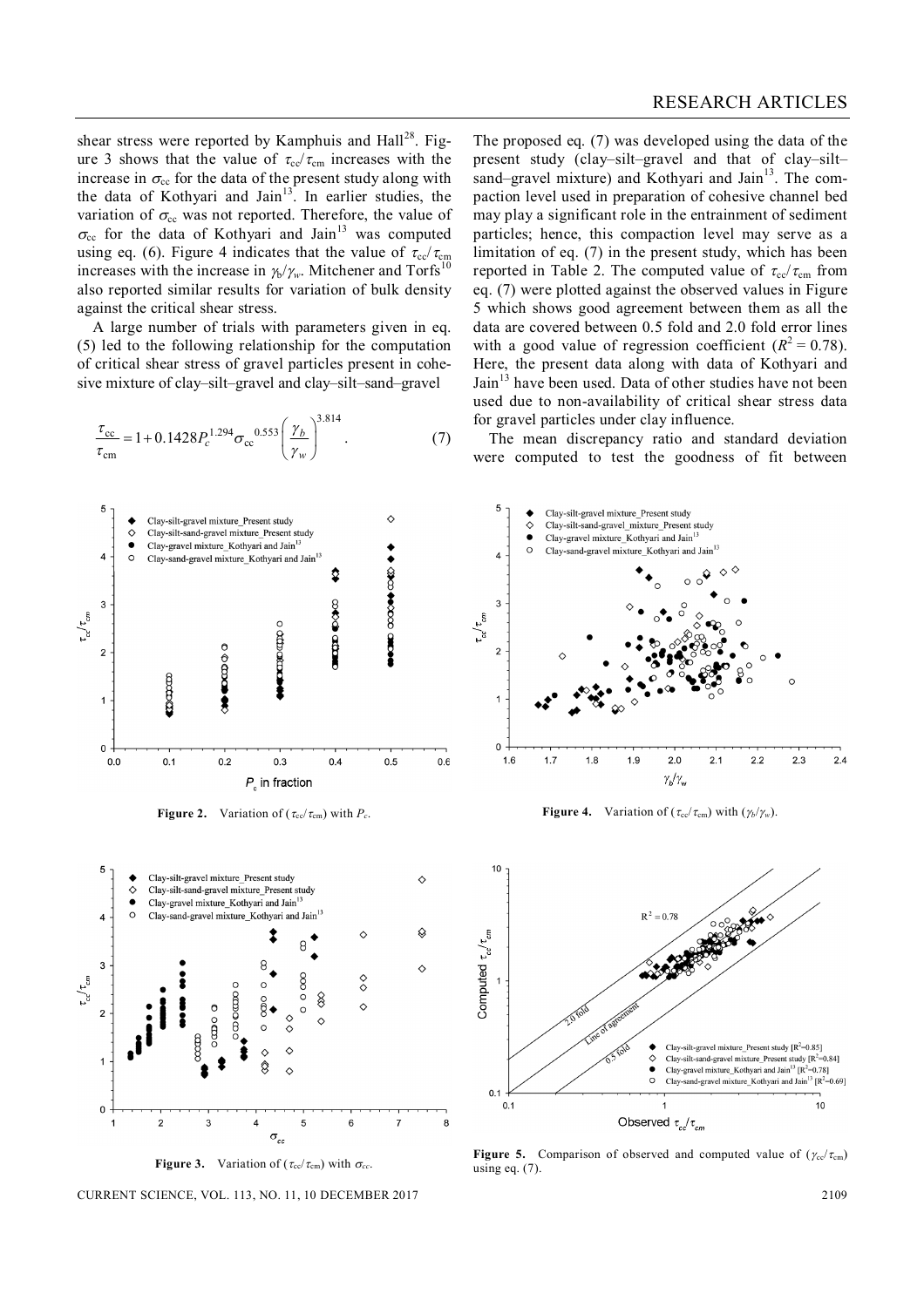shear stress were reported by Kamphuis and Hall[28]. Figure 3 shows that the value of $\tau_{cc}/\tau_{cm}$ increases with the increase in $\sigma_{cc}$ for the data of the present study along with the data of Kothyari and Jain[13]. In earlier studies, the variation of $\sigma_{cc}$ was not reported. Therefore, the value of $\sigma_{cc}$ for the data of Kothyari and Jain[13] was computed using eq. (6). Figure 4 indicates that the value of $\tau_{cc}/\tau_{cm}$ increases with the increase in $\gamma_b/\gamma_w$. Mitchener and Torfs[10] also reported similar results for variation of bulk density against the critical shear stress.

A large number of trials with parameters given in eq. (5) led to the following relationship for the computation of critical shear stress of gravel particles present in cohesive mixture of clay–silt–gravel and clay–silt–sand–gravel

$$\frac{\tau_{cc}}{\tau_{cm}} = 1 + 0.1428 P_c^{1.294} \sigma_{cc}^{0.553} \left(\frac{\gamma_b}{\gamma_w}\right)^{3.814}. \quad (7)$$

The proposed eq. (7) was developed using the data of the present study (clay–silt–gravel and that of clay–silt–sand–gravel mixture) and Kothyari and Jain[13]. The compaction level used in preparation of cohesive channel bed may play a significant role in the entrainment of sediment particles; hence, this compaction level may serve as a limitation of eq. (7) in the present study, which has been reported in Table 2. The computed value of $\tau_{cc}/\tau_{cm}$ from eq. (7) were plotted against the observed values in Figure 5 which shows good agreement between them as all the data are covered between 0.5 fold and 2.0 fold error lines with a good value of regression coefficient ($R^2 = 0.78$). Here, the present data along with data of Kothyari and Jain[13] have been used. Data of other studies have not been used due to non-availability of critical shear stress data for gravel particles under clay influence.

The mean discrepancy ratio and standard deviation were computed to test the goodness of fit between

**Figure 2.** Variation of ($\tau_{cc}/\tau_{cm}$) with $P_c$.

**Figure 4.** Variation of ($\tau_{cc}/\tau_{cm}$) with ($\gamma_b/\gamma_w$).

**Figure 3.** Variation of ($\tau_{cc}/\tau_{cm}$) with $\sigma_{cc}$.

**Figure 5.** Comparison of observed and computed value of ($\gamma_{cc}/\tau_{cm}$) using eq. (7).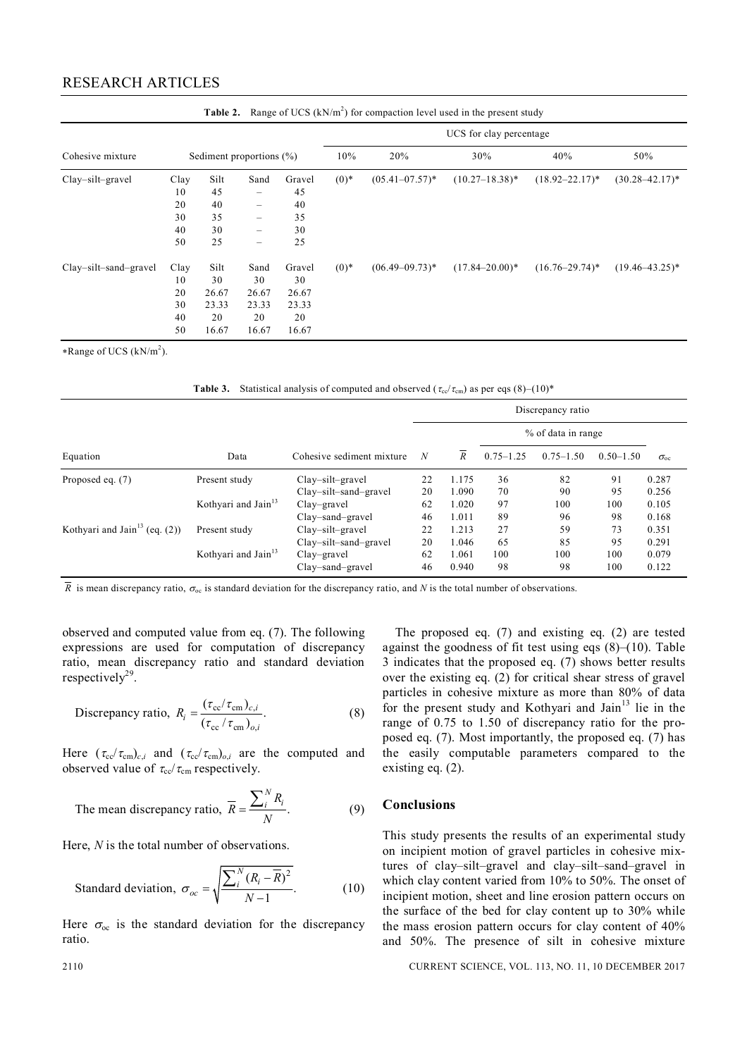**Table 2.** Range of UCS (kN/m$^2$) for compaction level used in the present study

| Cohesive mixture | Sediment proportions (%) | | | | UCS for clay percentage | | | | |
|---|---|---|---|---|---|---|---|---|---|
| | | | | | 10% | 20% | 30% | 40% | 50% |
| Clay–silt–gravel | Clay | Silt | Sand | Gravel | (0)* | (05.41–07.57)* | (10.27–18.38)* | (18.92–22.17)* | (30.28–42.17)* |
| | 10 | 45 | – | 45 | | | | | |
| | 20 | 40 | – | 40 | | | | | |
| | 30 | 35 | – | 35 | | | | | |
| | 40 | 30 | – | 30 | | | | | |
| | 50 | 25 | – | 25 | | | | | |
| Clay–silt–sand–gravel | Clay | Silt | Sand | Gravel | (0)* | (06.49–09.73)* | (17.84–20.00)* | (16.76–29.74)* | (19.46–43.25)* |
| | 10 | 30 | 30 | 30 | | | | | |
| | 20 | 26.67 | 26.67 | 26.67 | | | | | |
| | 30 | 23.33 | 23.33 | 23.33 | | | | | |
| | 40 | 20 | 20 | 20 | | | | | |
| | 50 | 16.67 | 16.67 | 16.67 | | | | | |

*Range of UCS (kN/m$^2$).

**Table 3.** Statistical analysis of computed and observed ($\tau_{cc}/\tau_{cm}$) as per eqs (8)–(10)*

| Equation | Data | Cohesive sediment mixture | Discrepancy ratio | | | | | |
|---|---|---|---|---|---|---|---|---|
| | | | | | % of data in range | | | |
| | | | $N$ | $\overline{R}$ | 0.75–1.25 | 0.75–1.50 | 0.50–1.50 | $\sigma_{oc}$ |
| Proposed eq. (7) | Present study | Clay–silt–gravel | 22 | 1.175 | 36 | 82 | 91 | 0.287 |
| | | Clay–silt–sand–gravel | 20 | 1.090 | 70 | 90 | 95 | 0.256 |
| | Kothyari and Jain[13] | Clay–gravel | 62 | 1.020 | 97 | 100 | 100 | 0.105 |
| | | Clay–sand–gravel | 46 | 1.011 | 89 | 96 | 98 | 0.168 |
| Kothyari and Jain[13] (eq. (2)) | Present study | Clay–silt–gravel | 22 | 1.213 | 27 | 59 | 73 | 0.351 |
| | | Clay–silt–sand–gravel | 20 | 1.046 | 65 | 85 | 95 | 0.291 |
| | Kothyari and Jain[13] | Clay–gravel | 62 | 1.061 | 100 | 100 | 100 | 0.079 |
| | | Clay–sand–gravel | 46 | 0.940 | 98 | 98 | 100 | 0.122 |

$\overline{R}$ is mean discrepancy ratio, $\sigma_{oc}$ is standard deviation for the discrepancy ratio, and $N$ is the total number of observations.

observed and computed value from eq. (7). The following expressions are used for computation of discrepancy ratio, mean discrepancy ratio and standard deviation respectively[29].

$$\text{Discrepancy ratio, } R_i = \frac{(\tau_{cc}/\tau_{cm})_{c,i}}{(\tau_{cc}/\tau_{cm})_{o,i}}. \tag{8}$$

Here $(\tau_{cc}/\tau_{cm})_{c,i}$ and $(\tau_{cc}/\tau_{cm})_{o,i}$ are the computed and observed value of $\tau_{cc}/\tau_{cm}$ respectively.

$$\text{The mean discrepancy ratio, } \overline{R} = \frac{\sum_i^N R_i}{N}. \tag{9}$$

Here, $N$ is the total number of observations.

$$\text{Standard deviation, } \sigma_{oc} = \sqrt{\frac{\sum_i^N (R_i - \overline{R})^2}{N-1}}. \tag{10}$$

Here $\sigma_{oc}$ is the standard deviation for the discrepancy ratio.

The proposed eq. (7) and existing eq. (2) are tested against the goodness of fit test using eqs (8)–(10). Table 3 indicates that the proposed eq. (7) shows better results over the existing eq. (2) for critical shear stress of gravel particles in cohesive mixture as more than 80% of data for the present study and Kothyari and Jain[13] lie in the range of 0.75 to 1.50 of discrepancy ratio for the proposed eq. (7). Most importantly, the proposed eq. (7) has the easily computable parameters compared to the existing eq. (2).

## Conclusions

This study presents the results of an experimental study on incipient motion of gravel particles in cohesive mixtures of clay–silt–gravel and clay–silt–sand–gravel in which clay content varied from 10% to 50%. The onset of incipient motion, sheet and line erosion pattern occurs on the surface of the bed for clay content up to 30% while the mass erosion pattern occurs for clay content of 40% and 50%. The presence of silt in cohesive mixture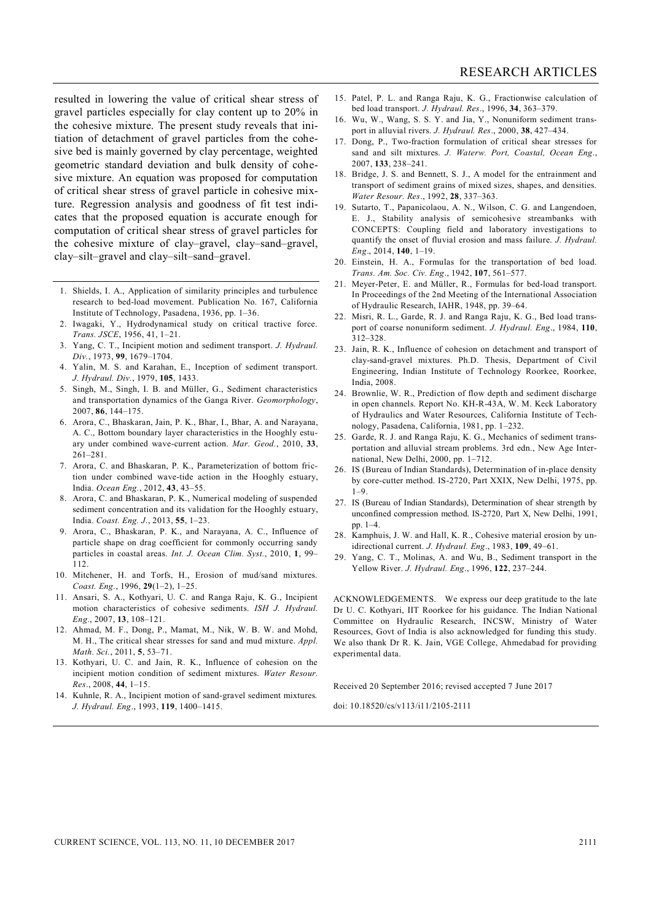resulted in lowering the value of critical shear stress of gravel particles especially for clay content up to 20% in the cohesive mixture. The present study reveals that initiation of detachment of gravel particles from the cohesive bed is mainly governed by clay percentage, weighted geometric standard deviation and bulk density of cohesive mixture. An equation was proposed for computation of critical shear stress of gravel particle in cohesive mixture. Regression analysis and goodness of fit test indicates that the proposed equation is accurate enough for computation of critical shear stress of gravel particles for the cohesive mixture of clay–gravel, clay–sand–gravel, clay–silt–gravel and clay–silt–sand–gravel.

1. Shields, I. A., Application of similarity principles and turbulence research to bed-load movement. Publication No. 167, California Institute of Technology, Pasadena, 1936, pp. 1–36.
2. Iwagaki, Y., Hydrodynamical study on critical tractive force. *Trans. JSCE*, 1956, 41, 1–21.
3. Yang, C. T., Incipient motion and sediment transport. *J. Hydraul. Div.*, 1973, **99**, 1679–1704.
4. Yalin, M. S. and Karahan, E., Inception of sediment transport. *J. Hydraul. Div.*, 1979, **105**, 1433.
5. Singh, M., Singh, I. B. and Müller, G., Sediment characteristics and transportation dynamics of the Ganga River. *Geomorphology*, 2007, **86**, 144–175.
6. Arora, C., Bhaskaran, Jain, P. K., Bhar, I., Bhar, A. and Narayana, A. C., Bottom boundary layer characteristics in the Hooghly estuary under combined wave-current action. *Mar. Geod.*, 2010, **33**, 261–281.
7. Arora, C. and Bhaskaran, P. K., Parameterization of bottom friction under combined wave-tide action in the Hooghly estuary, India. *Ocean Eng.*, 2012, **43**, 43–55.
8. Arora, C. and Bhaskaran, P. K., Numerical modeling of suspended sediment concentration and its validation for the Hooghly estuary, India. *Coast. Eng. J.*, 2013, **55**, 1–23.
9. Arora, C., Bhaskaran, P. K., and Narayana, A. C., Influence of particle shape on drag coefficient for commonly occurring sandy particles in coastal areas. *Int. J. Ocean Clim. Syst.*, 2010, **1**, 99–112.
10. Mitchener, H. and Torfs, H., Erosion of mud/sand mixtures. *Coast. Eng.*, 1996, **29**(1–2), 1–25.
11. Ansari, S. A., Kothyari, U. C. and Ranga Raju, K. G., Incipient motion characteristics of cohesive sediments. *ISH J. Hydraul. Eng.*, 2007, **13**, 108–121.
12. Ahmad, M. F., Dong, P., Mamat, M., Nik, W. B. W. and Mohd, M. H., The critical shear stresses for sand and mud mixture. *Appl. Math. Sci.*, 2011, **5**, 53–71.
13. Kothyari, U. C. and Jain, R. K., Influence of cohesion on the incipient motion condition of sediment mixtures. *Water Resour. Res.*, 2008, **44**, 1–15.
14. Kuhnle, R. A., Incipient motion of sand-gravel sediment mixtures. *J. Hydraul. Eng.*, 1993, **119**, 1400–1415.
15. Patel, P. L. and Ranga Raju, K. G., Fractionwise calculation of bed load transport. *J. Hydraul. Res.*, 1996, **34**, 363–379.
16. Wu, W., Wang, S. S. Y. and Jia, Y., Nonuniform sediment transport in alluvial rivers. *J. Hydraul. Res.*, 2000, **38**, 427–434.
17. Dong, P., Two-fraction formulation of critical shear stresses for sand and silt mixtures. *J. Waterw. Port, Coastal, Ocean Eng.*, 2007, **133**, 238–241.
18. Bridge, J. S. and Bennett, S. J., A model for the entrainment and transport of sediment grains of mixed sizes, shapes, and densities. *Water Resour. Res.*, 1992, **28**, 337–363.
19. Sutarto, T., Papanicolaou, A. N., Wilson, C. G. and Langendoen, E. J., Stability analysis of semicohesive streambanks with CONCEPTS: Coupling field and laboratory investigations to quantify the onset of fluvial erosion and mass failure. *J. Hydraul. Eng.*, 2014, **140**, 1–19.
20. Einstein, H. A., Formulas for the transportation of bed load. *Trans. Am. Soc. Civ. Eng.*, 1942, **107**, 561–577.
21. Meyer-Peter, E. and Müller, R., Formulas for bed-load transport. In Proceedings of the 2nd Meeting of the International Association of Hydraulic Research, IAHR, 1948, pp. 39–64.
22. Misri, R. L., Garde, R. J. and Ranga Raju, K. G., Bed load transport of coarse nonuniform sediment. *J. Hydraul. Eng.*, 1984, **110**, 312–328.
23. Jain, R. K., Influence of cohesion on detachment and transport of clay-sand-gravel mixtures. Ph.D. Thesis, Department of Civil Engineering, Indian Institute of Technology Roorkee, Roorkee, India, 2008.
24. Brownlie, W. R., Prediction of flow depth and sediment discharge in open channels. Report No. KH-R-43A, W. M. Keck Laboratory of Hydraulics and Water Resources, California Institute of Technology, Pasadena, California, 1981, pp. 1–232.
25. Garde, R. J. and Ranga Raju, K. G., Mechanics of sediment transportation and alluvial stream problems. 3rd edn., New Age International, New Delhi, 2000, pp. 1–712.
26. IS (Bureau of Indian Standards), Determination of in-place density by core-cutter method. IS-2720, Part XXIX, New Delhi, 1975, pp. 1–9.
27. IS (Bureau of Indian Standards), Determination of shear strength by unconfined compression method. IS-2720, Part X, New Delhi, 1991, pp. 1–4.
28. Kamphuis, J. W. and Hall, K. R., Cohesive material erosion by unidirectional current. *J. Hydraul. Eng.*, 1983, **109**, 49–61.
29. Yang, C. T., Molinas, A. and Wu, B., Sediment transport in the Yellow River. *J. Hydraul. Eng.*, 1996, **122**, 237–244.

ACKNOWLEDGEMENTS. We express our deep gratitude to the late Dr U. C. Kothyari, IIT Roorkee for his guidance. The Indian National Committee on Hydraulic Research, INCSW, Ministry of Water Resources, Govt of India is also acknowledged for funding this study. We also thank Dr R. K. Jain, VGE College, Ahmedabad for providing experimental data.

Received 20 September 2016; revised accepted 7 June 2017

doi: 10.18520/cs/v113/i11/2105-2111